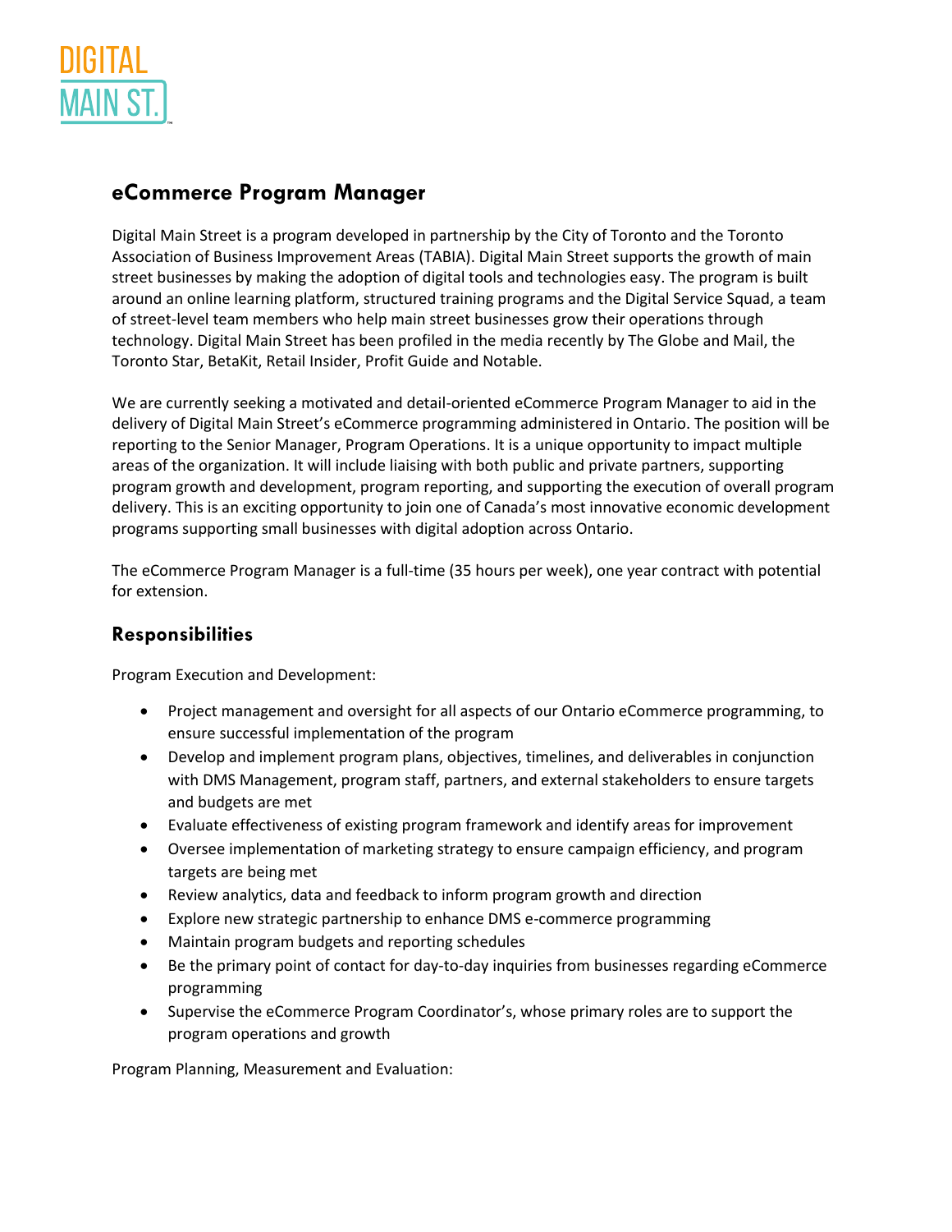DIGITAL MAIN ST.

## eCommerce Program Manager

Digital Main Street is a program developed in partnership by the City of Toronto and the Toronto Association of Business Improvement Areas (TABIA). Digital Main Street supports the growth of main street businesses by making the adoption of digital tools and technologies easy. The program is built around an online learning platform, structured training programs and the Digital Service Squad, a team of street-level team members who help main street businesses grow their operations through technology. Digital Main Street has been profiled in the media recently by The Globe and Mail, the Toronto Star, BetaKit, Retail Insider, Profit Guide and Notable.

We are currently seeking a motivated and detail-oriented eCommerce Program Manager to aid in the delivery of Digital Main Street's eCommerce programming administered in Ontario. The position will be reporting to the Senior Manager, Program Operations. It is a unique opportunity to impact multiple areas of the organization. It will include liaising with both public and private partners, supporting program growth and development, program reporting, and supporting the execution of overall program delivery. This is an exciting opportunity to join one of Canada's most innovative economic development programs supporting small businesses with digital adoption across Ontario.

The eCommerce Program Manager is a full-time (35 hours per week), one year contract with potential for extension.

### Responsibilities

Program Execution and Development:

- Project management and oversight for all aspects of our Ontario eCommerce programming, to ensure successful implementation of the program
- Develop and implement program plans, objectives, timelines, and deliverables in conjunction with DMS Management, program staff, partners, and external stakeholders to ensure targets and budgets are met
- Evaluate effectiveness of existing program framework and identify areas for improvement
- Oversee implementation of marketing strategy to ensure campaign efficiency, and program targets are being met
- Review analytics, data and feedback to inform program growth and direction
- Explore new strategic partnership to enhance DMS e-commerce programming
- Maintain program budgets and reporting schedules
- Be the primary point of contact for day-to-day inquiries from businesses regarding eCommerce programming
- Supervise the eCommerce Program Coordinator's, whose primary roles are to support the program operations and growth

Program Planning, Measurement and Evaluation: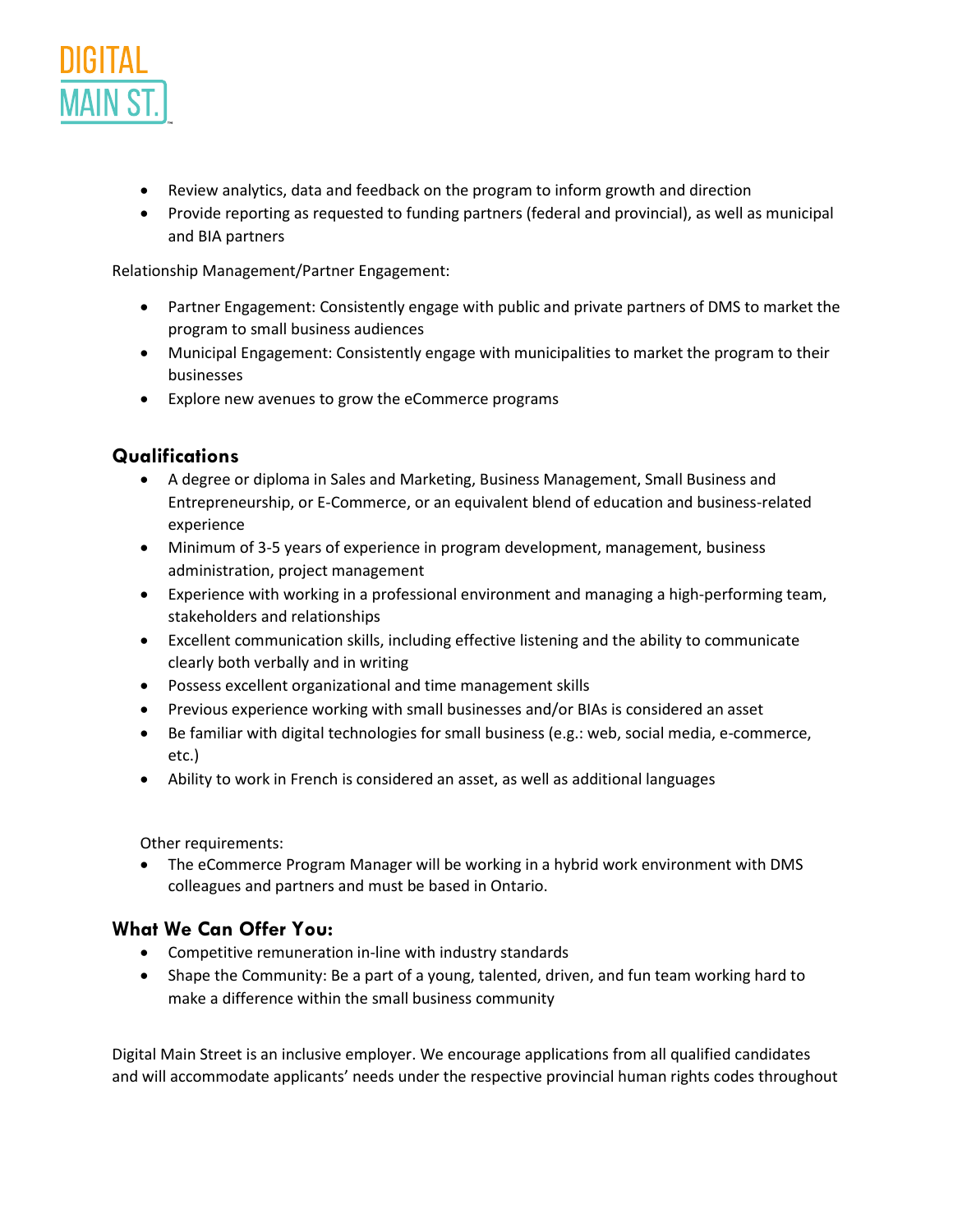- Review analytics, data and feedback on the program to inform growth and direction
- Provide reporting as requested to funding partners (federal and provincial), as well as municipal and BIA partners

Relationship Management/Partner Engagement:

- Partner Engagement: Consistently engage with public and private partners of DMS to market the program to small business audiences
- Municipal Engagement: Consistently engage with municipalities to market the program to their businesses
- Explore new avenues to grow the eCommerce programs

## Qualifications

- A degree or diploma in Sales and Marketing, Business Management, Small Business and Entrepreneurship, or E-Commerce, or an equivalent blend of education and business-related experience
- Minimum of 3-5 years of experience in program development, management, business administration, project management
- Experience with working in a professional environment and managing a high-performing team, stakeholders and relationships
- Excellent communication skills, including effective listening and the ability to communicate clearly both verbally and in writing
- Possess excellent organizational and time management skills
- Previous experience working with small businesses and/or BIAs is considered an asset
- Be familiar with digital technologies for small business (e.g.: web, social media, e-commerce, etc.)
- Ability to work in French is considered an asset, as well as additional languages

Other requirements:

- The eCommerce Program Manager will be working in a hybrid work environment with DMS colleagues and partners and must be based in Ontario.

## What We Can Offer You:

- Competitive remuneration in-line with industry standards
- Shape the Community: Be a part of a young, talented, driven, and fun team working hard to make a difference within the small business community

Digital Main Street is an inclusive employer. We encourage applications from all qualified candidates and will accommodate applicants' needs under the respective provincial human rights codes throughout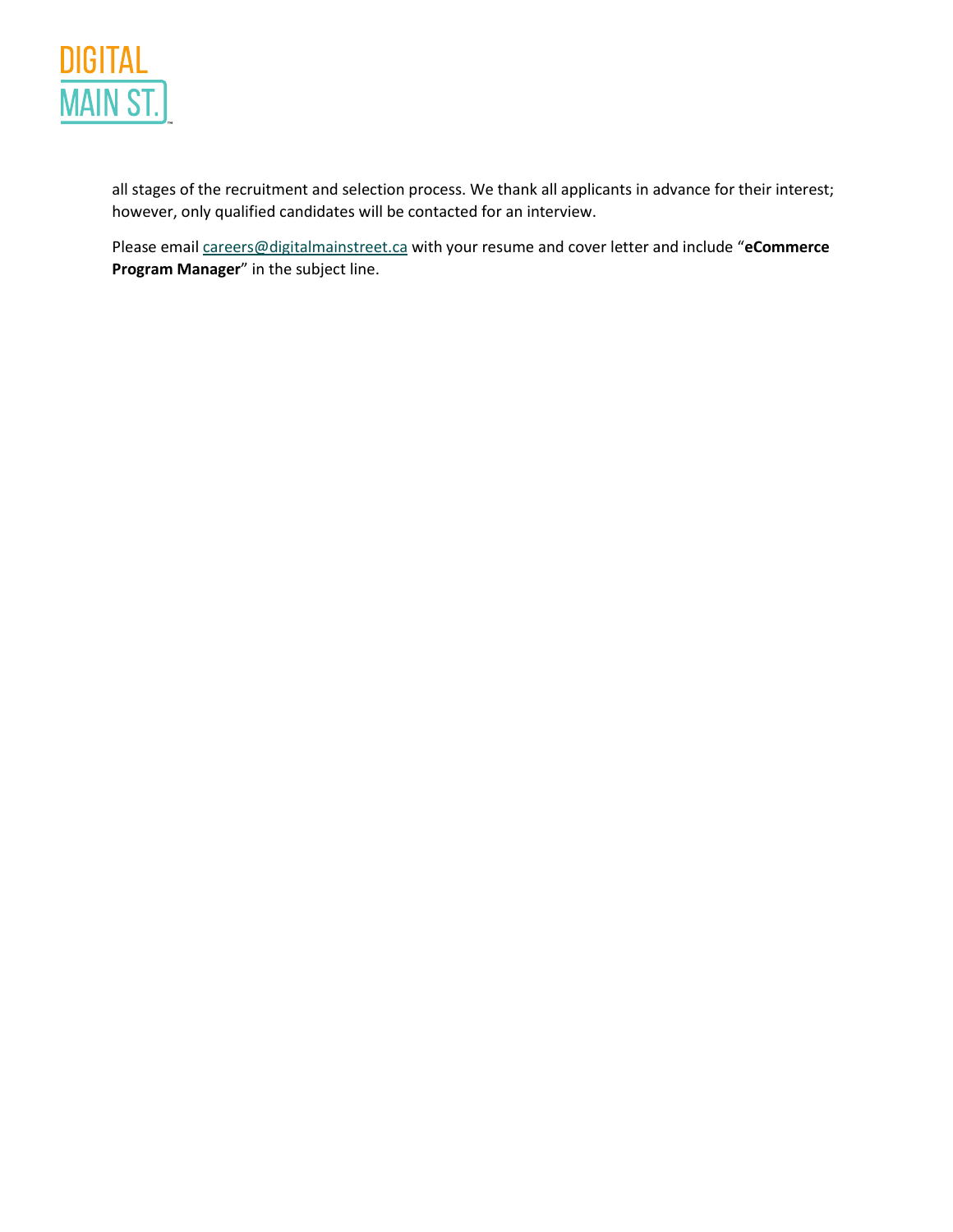all stages of the recruitment and selection process. We thank all applicants in advance for their interest; however, only qualified candidates will be contacted for an interview.

Please email careers@digitalmainstreet.ca with your resume and cover letter and include "**eCommerce Program Manager**" in the subject line.